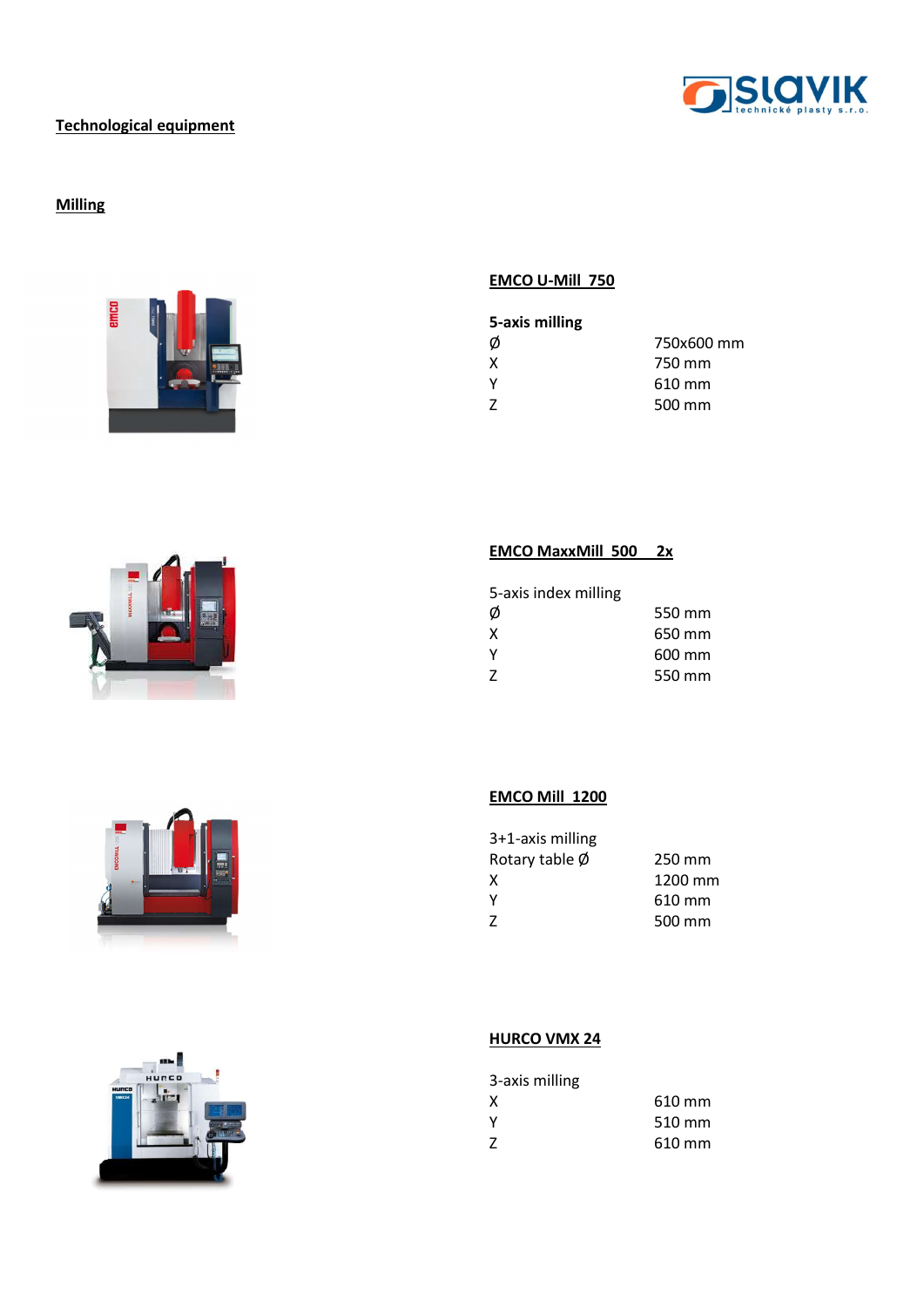## Technological equipment

### Milling

**EMCO U-Mill 750**

**5-axis milling**

| | |
|---|---|
| Ø | 750x600 mm |
| X | 750 mm |
| Y | 610 mm |
| Z | 500 mm |

**EMCO MaxxMill 500 2x**

5-axis index milling

| | |
|---|---|
| Ø | 550 mm |
| X | 650 mm |
| Y | 600 mm |
| Z | 550 mm |

**EMCO Mill 1200**

3+1-axis milling

| | |
|---|---|
| Rotary table Ø | 250 mm |
| X | 1200 mm |
| Y | 610 mm |
| Z | 500 mm |

**HURCO VMX 24**

3-axis milling

| | |
|---|---|
| X | 610 mm |
| Y | 510 mm |
| Z | 610 mm |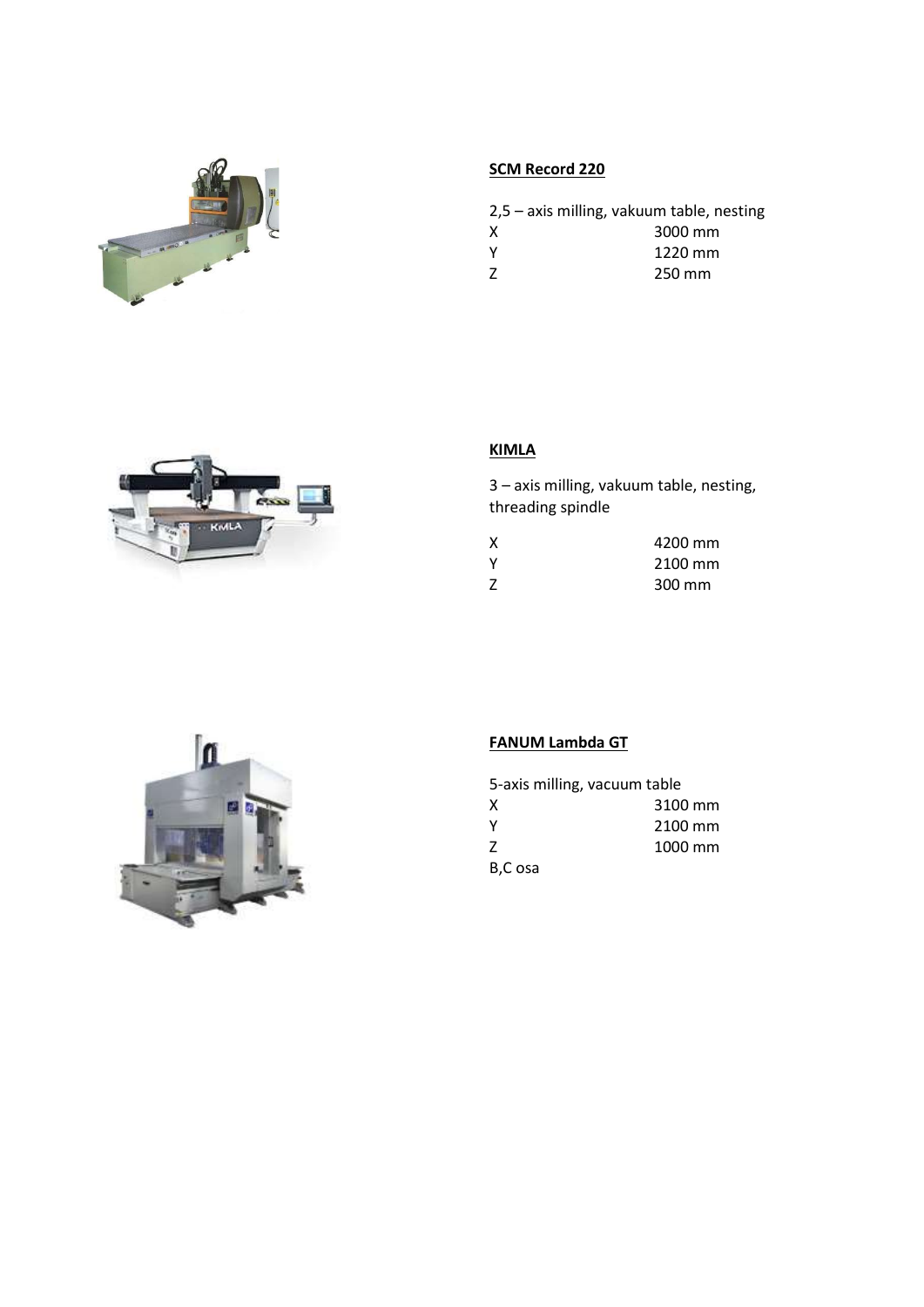**SCM Record 220**

2,5 – axis milling, vakuum table, nesting

| | |
|---|---|
| X | 3000 mm |
| Y | 1220 mm |
| Z | 250 mm |

**KIMLA**

3 – axis milling, vakuum table, nesting, threading spindle

| | |
|---|---|
| X | 4200 mm |
| Y | 2100 mm |
| Z | 300 mm |

**FANUM Lambda GT**

5-axis milling, vacuum table

| | |
|---|---|
| X | 3100 mm |
| Y | 2100 mm |
| Z | 1000 mm |

B,C osa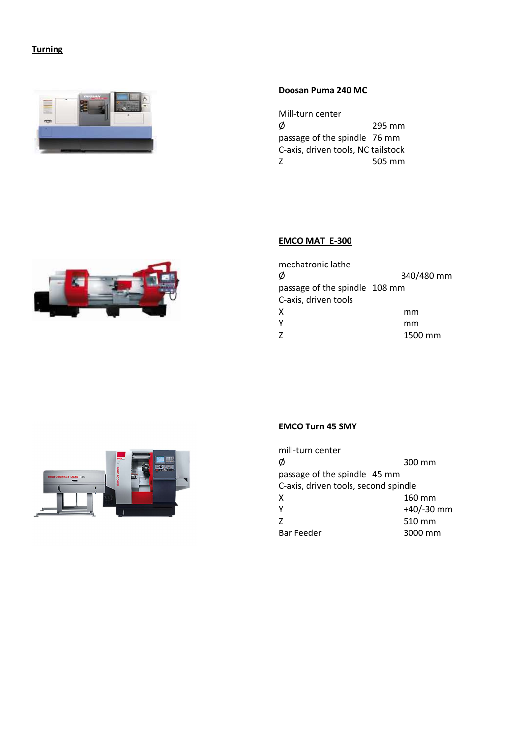**Turning**

**Doosan Puma 240 MC**

Mill-turn center
Ø 295 mm
passage of the spindle 76 mm
C-axis, driven tools, NC tailstock
Z 505 mm

**EMCO MAT E-300**

mechatronic lathe
Ø 340/480 mm
passage of the spindle 108 mm
C-axis, driven tools
X mm
Y mm
Z 1500 mm

**EMCO Turn 45 SMY**

mill-turn center
Ø 300 mm
passage of the spindle 45 mm
C-axis, driven tools, second spindle
X 160 mm
Y +40/-30 mm
Z 510 mm
Bar Feeder 3000 mm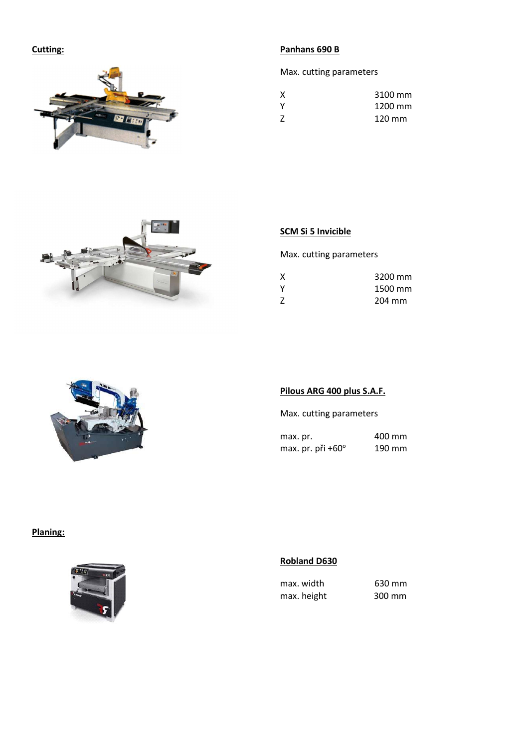**Cutting:**

**Panhans 690 B**

Max. cutting parameters

| | |
|---|---|
| X | 3100 mm |
| Y | 1200 mm |
| Z | 120 mm |

**SCM Si 5 Invicible**

Max. cutting parameters

| | |
|---|---|
| X | 3200 mm |
| Y | 1500 mm |
| Z | 204 mm |

**Pilous ARG 400 plus S.A.F.**

Max. cutting parameters

| | |
|---|---|
| max. pr. | 400 mm |
| max. pr. při +60° | 190 mm |

**Planing:**

**Robland D630**

| | |
|---|---|
| max. width | 630 mm |
| max. height | 300 mm |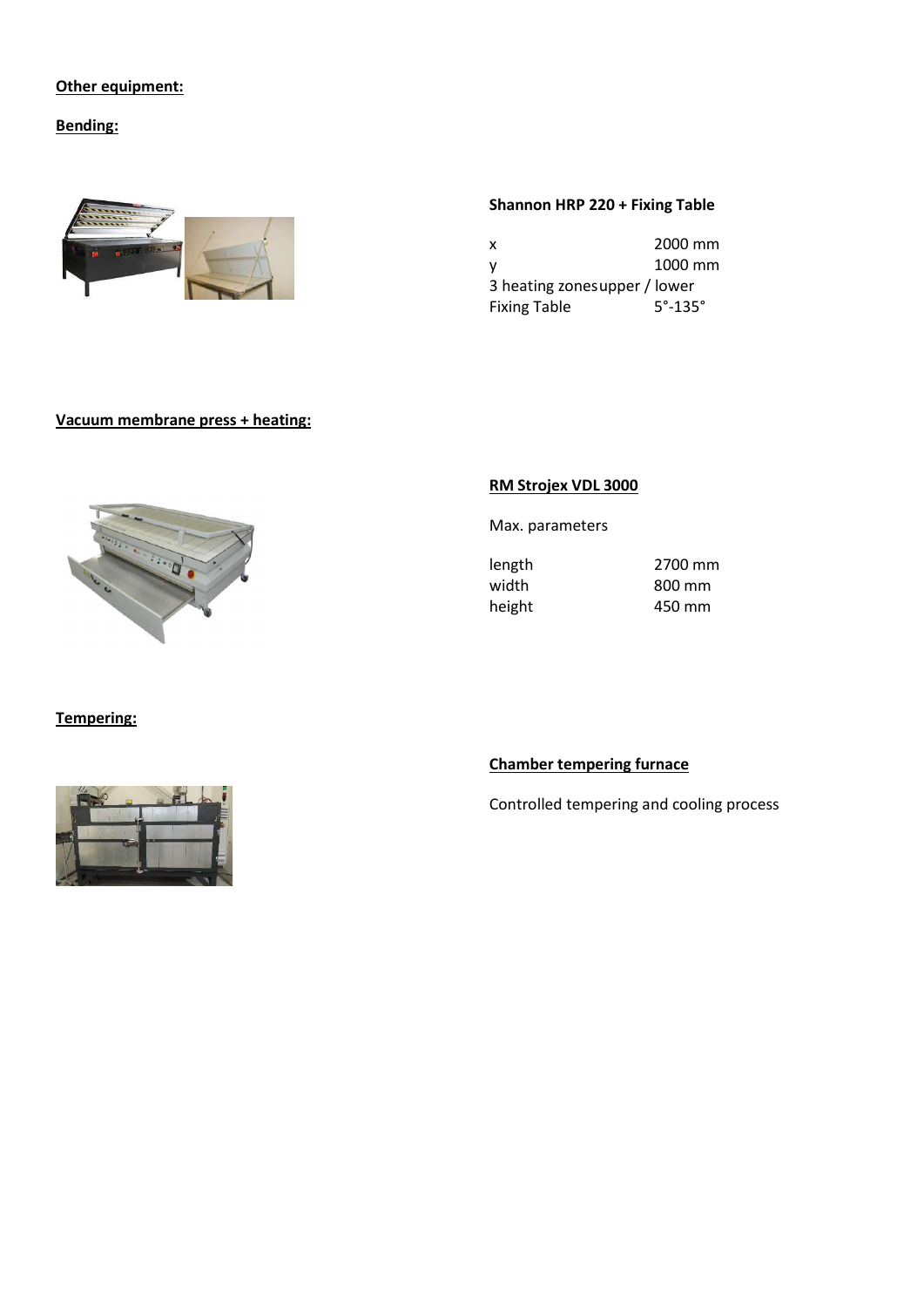**Other equipment:**

**Bending:**

**Shannon HRP 220 + Fixing Table**

| | |
|---|---|
| x | 2000 mm |
| y | 1000 mm |
| 3 heating zones | upper / lower |
| Fixing Table | 5°-135° |

**Vacuum membrane press + heating:**

**RM Strojex VDL 3000**

Max. parameters

| | |
|---|---|
| length | 2700 mm |
| width | 800 mm |
| height | 450 mm |

**Tempering:**

**Chamber tempering furnace**

Controlled tempering and cooling process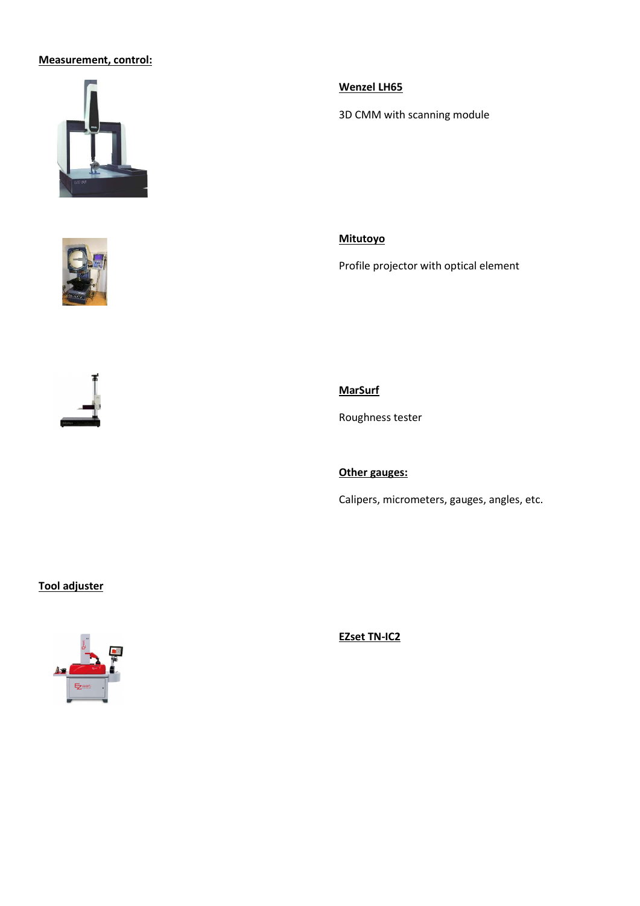**Measurement, control:**

**Wenzel LH65**

3D CMM with scanning module

**Mitutoyo**

Profile projector with optical element

**MarSurf**

Roughness tester

**Other gauges:**

Calipers, micrometers, gauges, angles, etc.

**Tool adjuster**

**EZset TN-IC2**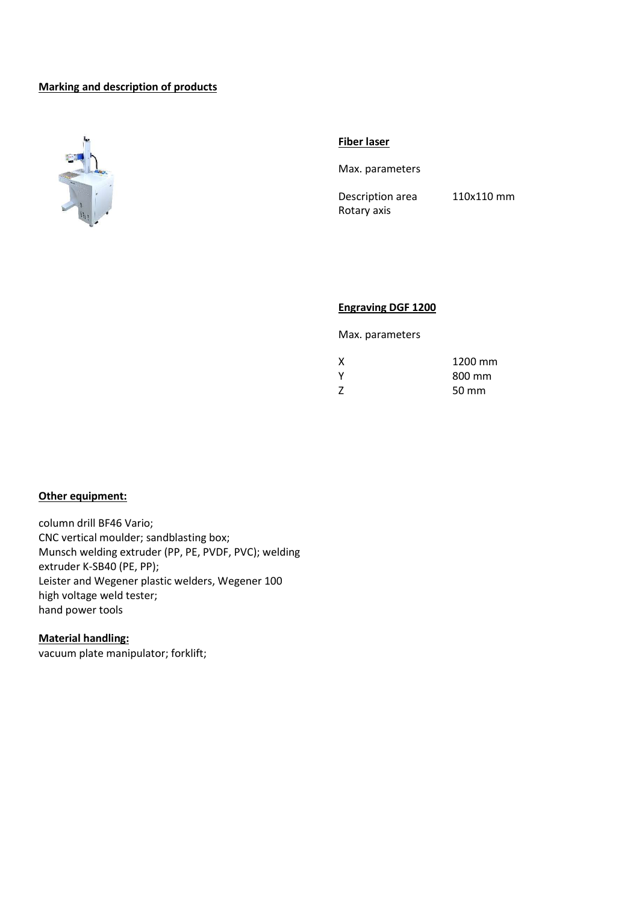**Marking and description of products**

**Fiber laser**

Max. parameters

| | |
|---|---|
| Description area | 110x110 mm |
| Rotary axis | |

**Engraving DGF 1200**

Max. parameters

| | |
|---|---|
| X | 1200 mm |
| Y | 800 mm |
| Z | 50 mm |

**Other equipment:**

column drill BF46 Vario;
CNC vertical moulder; sandblasting box;
Munsch welding extruder (PP, PE, PVDF, PVC); welding extruder K-SB40 (PE, PP);
Leister and Wegener plastic welders, Wegener 100 high voltage weld tester;
hand power tools

**Material handling:**
vacuum plate manipulator; forklift;